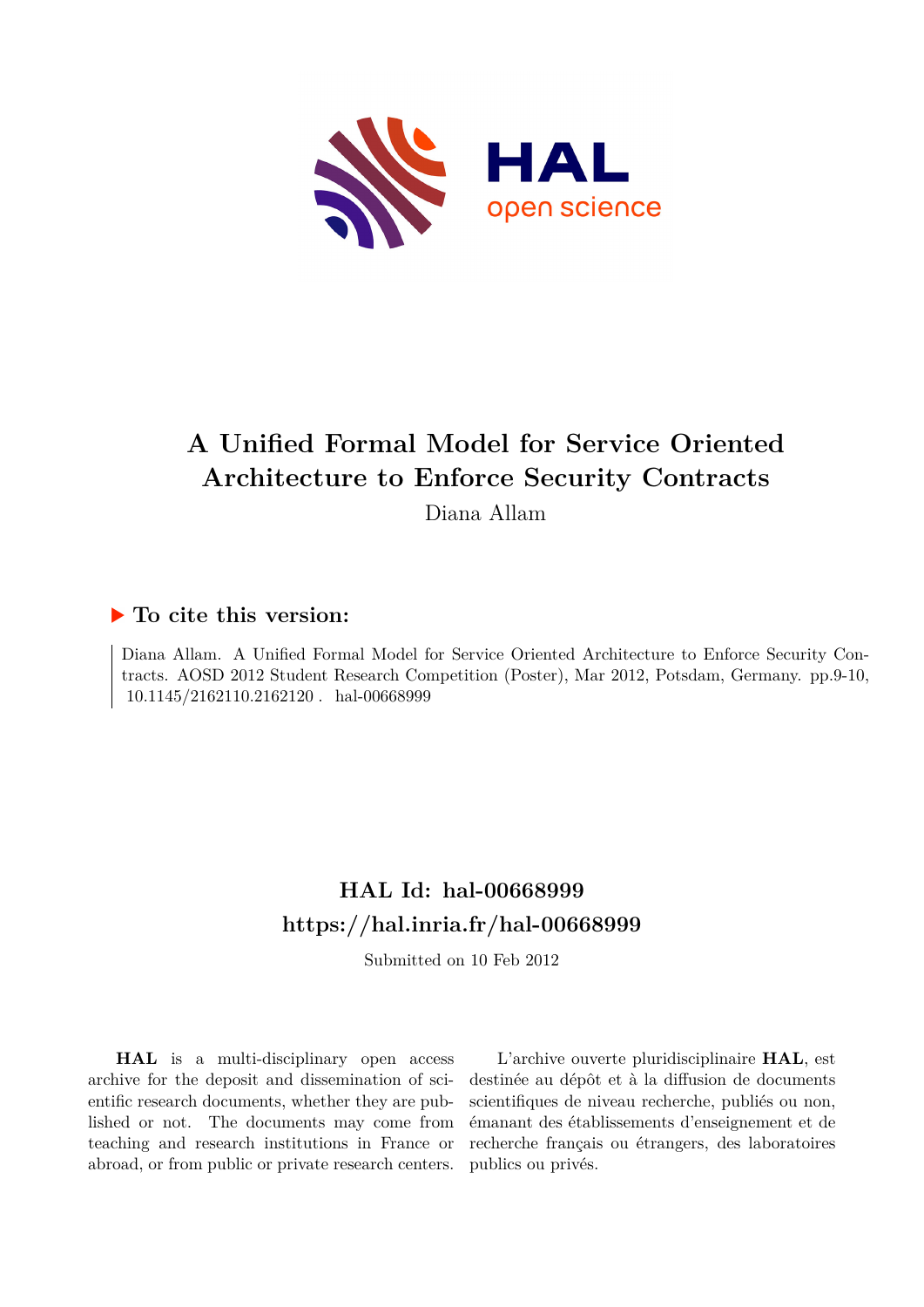# A Unified Formal Model for Service Oriented Architecture to Enforce Security Contracts

Diana Allam

## ▶ To cite this version:

Diana Allam. A Unified Formal Model for Service Oriented Architecture to Enforce Security Contracts. AOSD 2012 Student Research Competition (Poster), Mar 2012, Potsdam, Germany. pp.9-10, 10.1145/2162110.2162120 . hal-00668999

## HAL Id: hal-00668999
## https://hal.inria.fr/hal-00668999

Submitted on 10 Feb 2012

**HAL** is a multi-disciplinary open access archive for the deposit and dissemination of scientific research documents, whether they are published or not. The documents may come from teaching and research institutions in France or abroad, or from public or private research centers.

L'archive ouverte pluridisciplinaire **HAL**, est destinée au dépôt et à la diffusion de documents scientifiques de niveau recherche, publiés ou non, émanant des établissements d'enseignement et de recherche français ou étrangers, des laboratoires publics ou privés.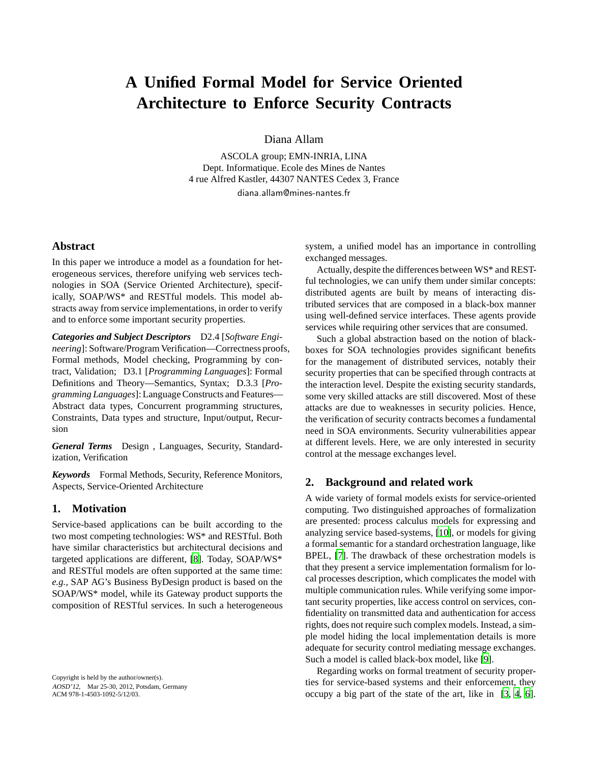# A Unified Formal Model for Service Oriented Architecture to Enforce Security Contracts

Diana Allam

ASCOLA group; EMN-INRIA, LINA
Dept. Informatique. Ecole des Mines de Nantes
4 rue Alfred Kastler, 44307 NANTES Cedex 3, France
diana.allam@mines-nantes.fr

## Abstract

In this paper we introduce a model as a foundation for heterogeneous services, therefore unifying web services technologies in SOA (Service Oriented Architecture), specifically, SOAP/WS* and RESTful models. This model abstracts away from service implementations, in order to verify and to enforce some important security properties.

***Categories and Subject Descriptors*** D2.4 [*Software Engineering*]: Software/Program Verification—Correctness proofs, Formal methods, Model checking, Programming by contract, Validation; D3.1 [*Programming Languages*]: Formal Definitions and Theory—Semantics, Syntax; D.3.3 [*Programming Languages*]: Language Constructs and Features—Abstract data types, Concurrent programming structures, Constraints, Data types and structure, Input/output, Recursion

***General Terms*** Design , Languages, Security, Standardization, Verification

***Keywords*** Formal Methods, Security, Reference Monitors, Aspects, Service-Oriented Architecture

## 1. Motivation

Service-based applications can be built according to the two most competing technologies: WS* and RESTful. Both have similar characteristics but architectural decisions and targeted applications are different, [8]. Today, SOAP/WS* and RESTful models are often supported at the same time: *e.g.,* SAP AG's Business ByDesign product is based on the SOAP/WS* model, while its Gateway product supports the composition of RESTful services. In such a heterogeneous system, a unified model has an importance in controlling exchanged messages.

Actually, despite the differences between WS* and RESTful technologies, we can unify them under similar concepts: distributed agents are built by means of interacting distributed services that are composed in a black-box manner using well-defined service interfaces. These agents provide services while requiring other services that are consumed.

Such a global abstraction based on the notion of black-boxes for SOA technologies provides significant benefits for the management of distributed services, notably their security properties that can be specified through contracts at the interaction level. Despite the existing security standards, some very skilled attacks are still discovered. Most of these attacks are due to weaknesses in security policies. Hence, the verification of security contracts becomes a fundamental need in SOA environments. Security vulnerabilities appear at different levels. Here, we are only interested in security control at the message exchanges level.

## 2. Background and related work

A wide variety of formal models exists for service-oriented computing. Two distinguished approaches of formalization are presented: process calculus models for expressing and analyzing service based-systems, [10], or models for giving a formal semantic for a standard orchestration language, like BPEL, [7]. The drawback of these orchestration models is that they present a service implementation formalism for local processes description, which complicates the model with multiple communication rules. While verifying some important security properties, like access control on services, confidentiality on transmitted data and authentication for access rights, does not require such complex models. Instead, a simple model hiding the local implementation details is more adequate for security control mediating message exchanges. Such a model is called black-box model, like [9].

Regarding works on formal treatment of security properties for service-based systems and their enforcement, they occupy a big part of the state of the art, like in [3, 4, 6].

Copyright is held by the author/owner(s).
*AOSD'12,* Mar 25-30, 2012, Potsdam, Germany
ACM 978-1-4503-1092-5/12/03.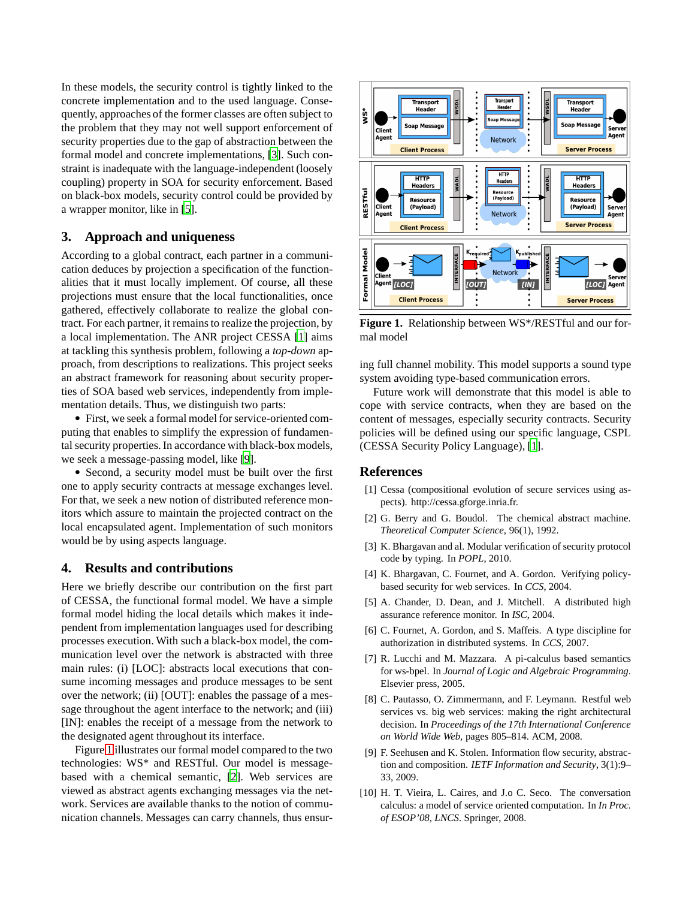In these models, the security control is tightly linked to the concrete implementation and to the used language. Consequently, approaches of the former classes are often subject to the problem that they may not well support enforcement of security properties due to the gap of abstraction between the formal model and concrete implementations, [3]. Such constraint is inadequate with the language-independent (loosely coupling) property in SOA for security enforcement. Based on black-box models, security control could be provided by a wrapper monitor, like in [5].

## 3. Approach and uniqueness

According to a global contract, each partner in a communication deduces by projection a specification of the functionalities that it must locally implement. Of course, all these projections must ensure that the local functionalities, once gathered, effectively collaborate to realize the global contract. For each partner, it remains to realize the projection, by a local implementation. The ANR project CESSA [1] aims at tackling this synthesis problem, following a *top-down* approach, from descriptions to realizations. This project seeks an abstract framework for reasoning about security properties of SOA based web services, independently from implementation details. Thus, we distinguish two parts:

- First, we seek a formal model for service-oriented computing that enables to simplify the expression of fundamental security properties. In accordance with black-box models, we seek a message-passing model, like [9].
- Second, a security model must be built over the first one to apply security contracts at message exchanges level. For that, we seek a new notion of distributed reference monitors which assure to maintain the projected contract on the local encapsulated agent. Implementation of such monitors would be by using aspects language.

## 4. Results and contributions

Here we briefly describe our contribution on the first part of CESSA, the functional formal model. We have a simple formal model hiding the local details which makes it independent from implementation languages used for describing processes execution. With such a black-box model, the communication level over the network is abstracted with three main rules: (i) [LOC]: abstracts local executions that consume incoming messages and produce messages to be sent over the network; (ii) [OUT]: enables the passage of a message throughout the agent interface to the network; and (iii) [IN]: enables the receipt of a message from the network to the designated agent throughout its interface.

Figure 1 illustrates our formal model compared to the two technologies: WS* and RESTful. Our model is message-based with a chemical semantic, [2]. Web services are viewed as abstract agents exchanging messages via the network. Services are available thanks to the notion of communication channels. Messages can carry channels, thus ensuring full channel mobility. This model supports a sound type system avoiding type-based communication errors.

WS*
Client Agent
Transport Header
Soap Message
WSDL
Client Process
Transport Header
Soap Message
Network
WSDL
Transport Header
Soap Message
Server Agent
Server Process

RESTful
Client Agent
HTTP Headers
Resource (Payload)
WADL
Client Process
HTTP Headers
Resource (Payload)
Network
WADL
HTTP Headers
Resource (Payload)
Server Agent
Server Process

Formal Model
Client Agent
[LOC]
INTERFACE
Client Process
$K_{required}$
[OUT]
Network
$K_{published}$
[IN]
INTERFACE
[LOC]
Server Agent
Server Process

**Figure 1.** Relationship between WS*/RESTful and our formal model

Future work will demonstrate that this model is able to cope with service contracts, when they are based on the content of messages, especially security contracts. Security policies will be defined using our specific language, CSPL (CESSA Security Policy Language), [1].

## References

[1] Cessa (compositional evolution of secure services using aspects). http://cessa.gforge.inria.fr.

[2] G. Berry and G. Boudol. The chemical abstract machine. *Theoretical Computer Science*, 96(1), 1992.

[3] K. Bhargavan and al. Modular verification of security protocol code by typing. In *POPL*, 2010.

[4] K. Bhargavan, C. Fournet, and A. Gordon. Verifying policy-based security for web services. In *CCS*, 2004.

[5] A. Chander, D. Dean, and J. Mitchell. A distributed high assurance reference monitor. In *ISC*, 2004.

[6] C. Fournet, A. Gordon, and S. Maffeis. A type discipline for authorization in distributed systems. In *CCS*, 2007.

[7] R. Lucchi and M. Mazzara. A pi-calculus based semantics for ws-bpel. In *Journal of Logic and Algebraic Programming*. Elsevier press, 2005.

[8] C. Pautasso, O. Zimmermann, and F. Leymann. Restful web services vs. big web services: making the right architectural decision. In *Proceedings of the 17th International Conference on World Wide Web*, pages 805–814. ACM, 2008.

[9] F. Seehusen and K. Stolen. Information flow security, abstraction and composition. *IETF Information and Security*, 3(1):9–33, 2009.

[10] H. T. Vieira, L. Caires, and J.o C. Seco. The conversation calculus: a model of service oriented computation. In *In Proc. of ESOP'08, LNCS*. Springer, 2008.